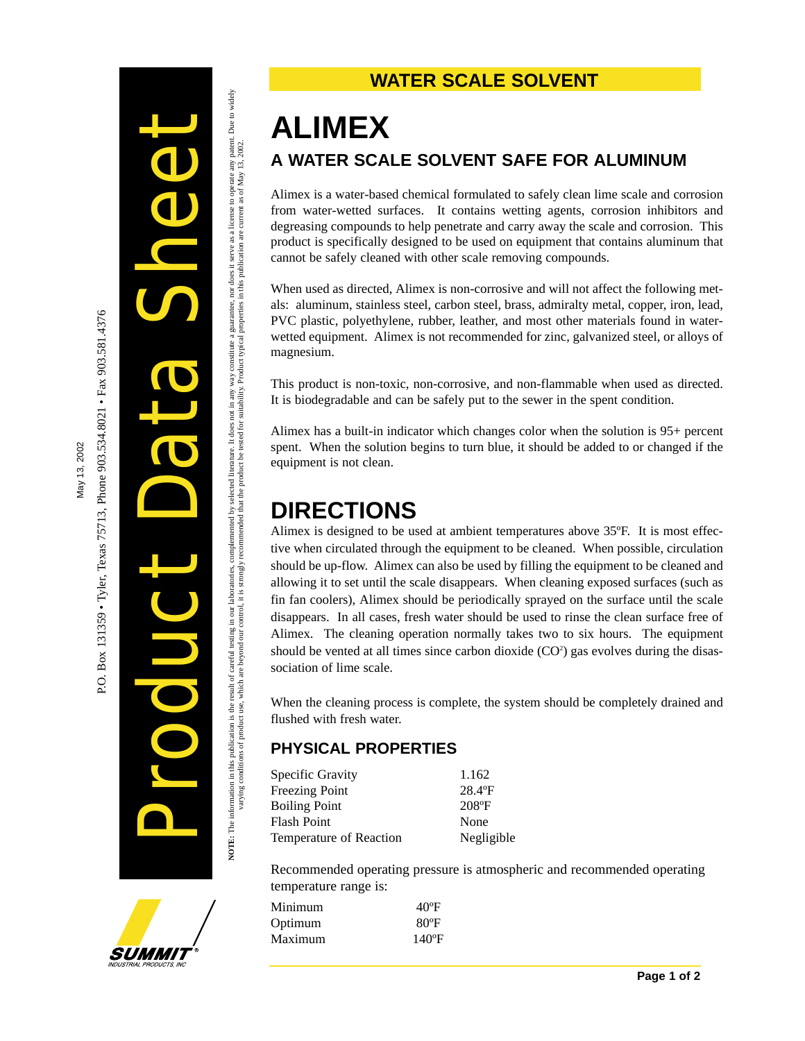Product Data Sheet

May 13, 2002

P.O. Box 131359 • Tyler, Texas 75713, Phone 903.534.8021 • Fax 903.581.4376

**NOTE:** The information in this publication is the result of careful testing in our laboratories, complemented by selected literature. It does not in any way constitute a guarantee, nor does it serve as a license to operate any patent. Due to widely varying conditions of product use, which are beyond our control, it is strongly recommended that the product be tested for suitability. Product typical properties in this publication are current as of May 13, 2002.

SUMMIT® INDUSTRIAL PRODUCTS, INC

## WATER SCALE SOLVENT

# ALIMEX

## A WATER SCALE SOLVENT SAFE FOR ALUMINUM

Alimex is a water-based chemical formulated to safely clean lime scale and corrosion from water-wetted surfaces. It contains wetting agents, corrosion inhibitors and degreasing compounds to help penetrate and carry away the scale and corrosion. This product is specifically designed to be used on equipment that contains aluminum that cannot be safely cleaned with other scale removing compounds.

When used as directed, Alimex is non-corrosive and will not affect the following metals: aluminum, stainless steel, carbon steel, brass, admiralty metal, copper, iron, lead, PVC plastic, polyethylene, rubber, leather, and most other materials found in water-wetted equipment. Alimex is not recommended for zinc, galvanized steel, or alloys of magnesium.

This product is non-toxic, non-corrosive, and non-flammable when used as directed. It is biodegradable and can be safely put to the sewer in the spent condition.

Alimex has a built-in indicator which changes color when the solution is 95+ percent spent. When the solution begins to turn blue, it should be added to or changed if the equipment is not clean.

# DIRECTIONS

Alimex is designed to be used at ambient temperatures above 35ºF. It is most effective when circulated through the equipment to be cleaned. When possible, circulation should be up-flow. Alimex can also be used by filling the equipment to be cleaned and allowing it to set until the scale disappears. When cleaning exposed surfaces (such as fin fan coolers), Alimex should be periodically sprayed on the surface until the scale disappears. In all cases, fresh water should be used to rinse the clean surface free of Alimex. The cleaning operation normally takes two to six hours. The equipment should be vented at all times since carbon dioxide ($CO^2$) gas evolves during the disassociation of lime scale.

When the cleaning process is complete, the system should be completely drained and flushed with fresh water.

### PHYSICAL PROPERTIES

| | |
|---|---|
| Specific Gravity | 1.162 |
| Freezing Point | 28.4ºF |
| Boiling Point | 208ºF |
| Flash Point | None |
| Temperature of Reaction | Negligible |

Recommended operating pressure is atmospheric and recommended operating temperature range is:

| | |
|---|---|
| Minimum | 40ºF |
| Optimum | 80ºF |
| Maximum | 140ºF |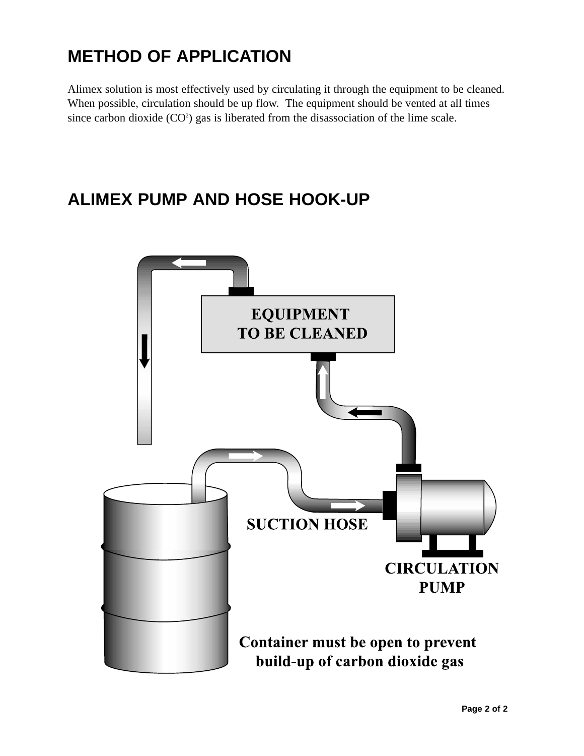## METHOD OF APPLICATION

Alimex solution is most effectively used by circulating it through the equipment to be cleaned. When possible, circulation should be up flow. The equipment should be vented at all times since carbon dioxide ($CO_2$) gas is liberated from the disassociation of the lime scale.

## ALIMEX PUMP AND HOSE HOOK-UP

EQUIPMENT TO BE CLEANED

SUCTION HOSE

CIRCULATION PUMP

Container must be open to prevent build-up of carbon dioxide gas